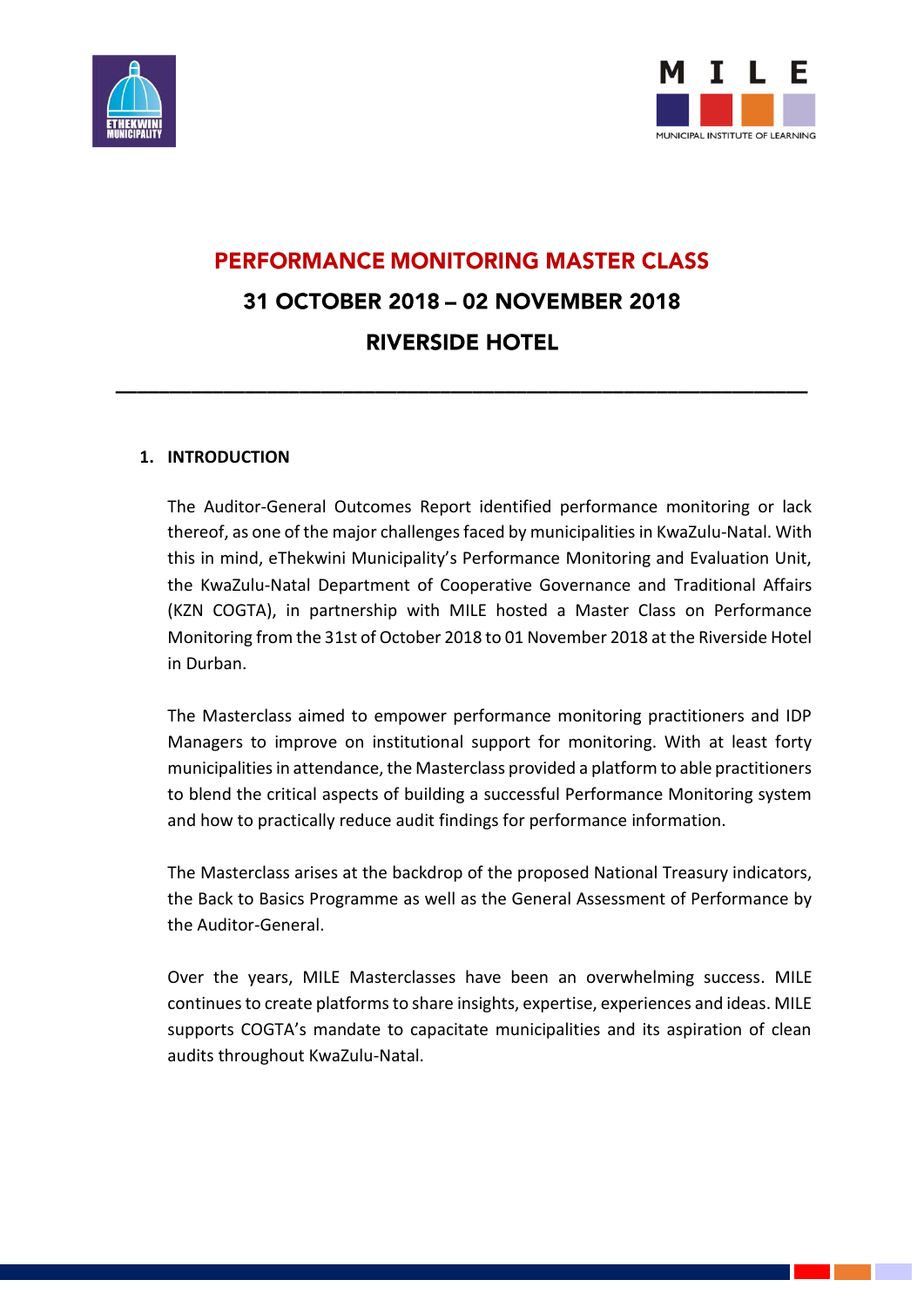# PERFORMANCE MONITORING MASTER CLASS

## 31 OCTOBER 2018 – 02 NOVEMBER 2018

## RIVERSIDE HOTEL

---

## 1. INTRODUCTION

The Auditor-General Outcomes Report identified performance monitoring or lack thereof, as one of the major challenges faced by municipalities in KwaZulu-Natal. With this in mind, eThekwini Municipality's Performance Monitoring and Evaluation Unit, the KwaZulu-Natal Department of Cooperative Governance and Traditional Affairs (KZN COGTA), in partnership with MILE hosted a Master Class on Performance Monitoring from the 31st of October 2018 to 01 November 2018 at the Riverside Hotel in Durban.

The Masterclass aimed to empower performance monitoring practitioners and IDP Managers to improve on institutional support for monitoring. With at least forty municipalities in attendance, the Masterclass provided a platform to able practitioners to blend the critical aspects of building a successful Performance Monitoring system and how to practically reduce audit findings for performance information.

The Masterclass arises at the backdrop of the proposed National Treasury indicators, the Back to Basics Programme as well as the General Assessment of Performance by the Auditor-General.

Over the years, MILE Masterclasses have been an overwhelming success. MILE continues to create platforms to share insights, expertise, experiences and ideas. MILE supports COGTA's mandate to capacitate municipalities and its aspiration of clean audits throughout KwaZulu-Natal.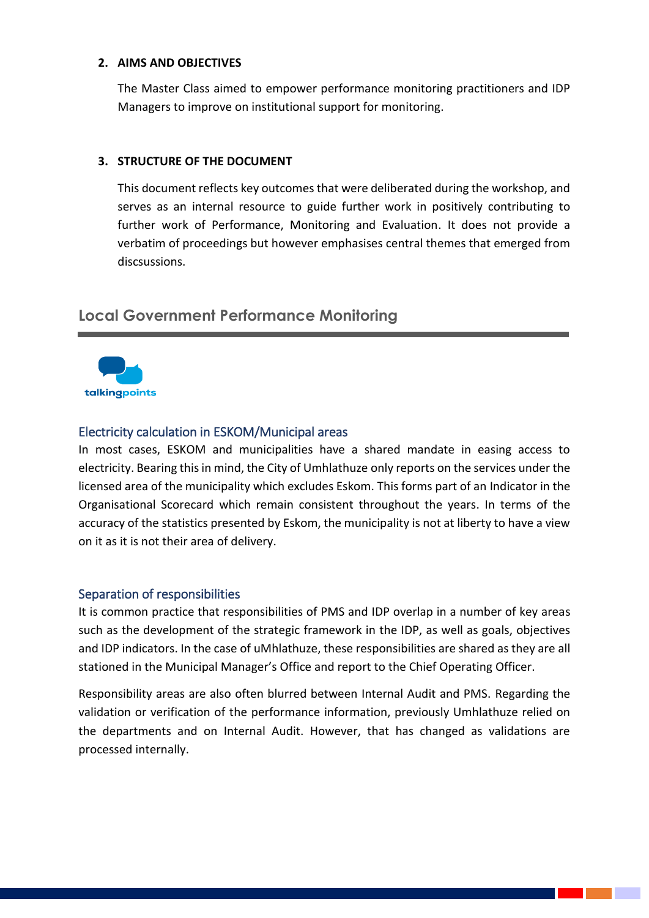**2. AIMS AND OBJECTIVES**

The Master Class aimed to empower performance monitoring practitioners and IDP Managers to improve on institutional support for monitoring.

**3. STRUCTURE OF THE DOCUMENT**

This document reflects key outcomes that were deliberated during the workshop, and serves as an internal resource to guide further work in positively contributing to further work of Performance, Monitoring and Evaluation. It does not provide a verbatim of proceedings but however emphasises central themes that emerged from discsussions.

## Local Government Performance Monitoring

talkingpoints

### Electricity calculation in ESKOM/Municipal areas

In most cases, ESKOM and municipalities have a shared mandate in easing access to electricity. Bearing this in mind, the City of Umhlathuze only reports on the services under the licensed area of the municipality which excludes Eskom. This forms part of an Indicator in the Organisational Scorecard which remain consistent throughout the years. In terms of the accuracy of the statistics presented by Eskom, the municipality is not at liberty to have a view on it as it is not their area of delivery.

### Separation of responsibilities

It is common practice that responsibilities of PMS and IDP overlap in a number of key areas such as the development of the strategic framework in the IDP, as well as goals, objectives and IDP indicators. In the case of uMhlathuze, these responsibilities are shared as they are all stationed in the Municipal Manager's Office and report to the Chief Operating Officer.

Responsibility areas are also often blurred between Internal Audit and PMS. Regarding the validation or verification of the performance information, previously Umhlathuze relied on the departments and on Internal Audit. However, that has changed as validations are processed internally.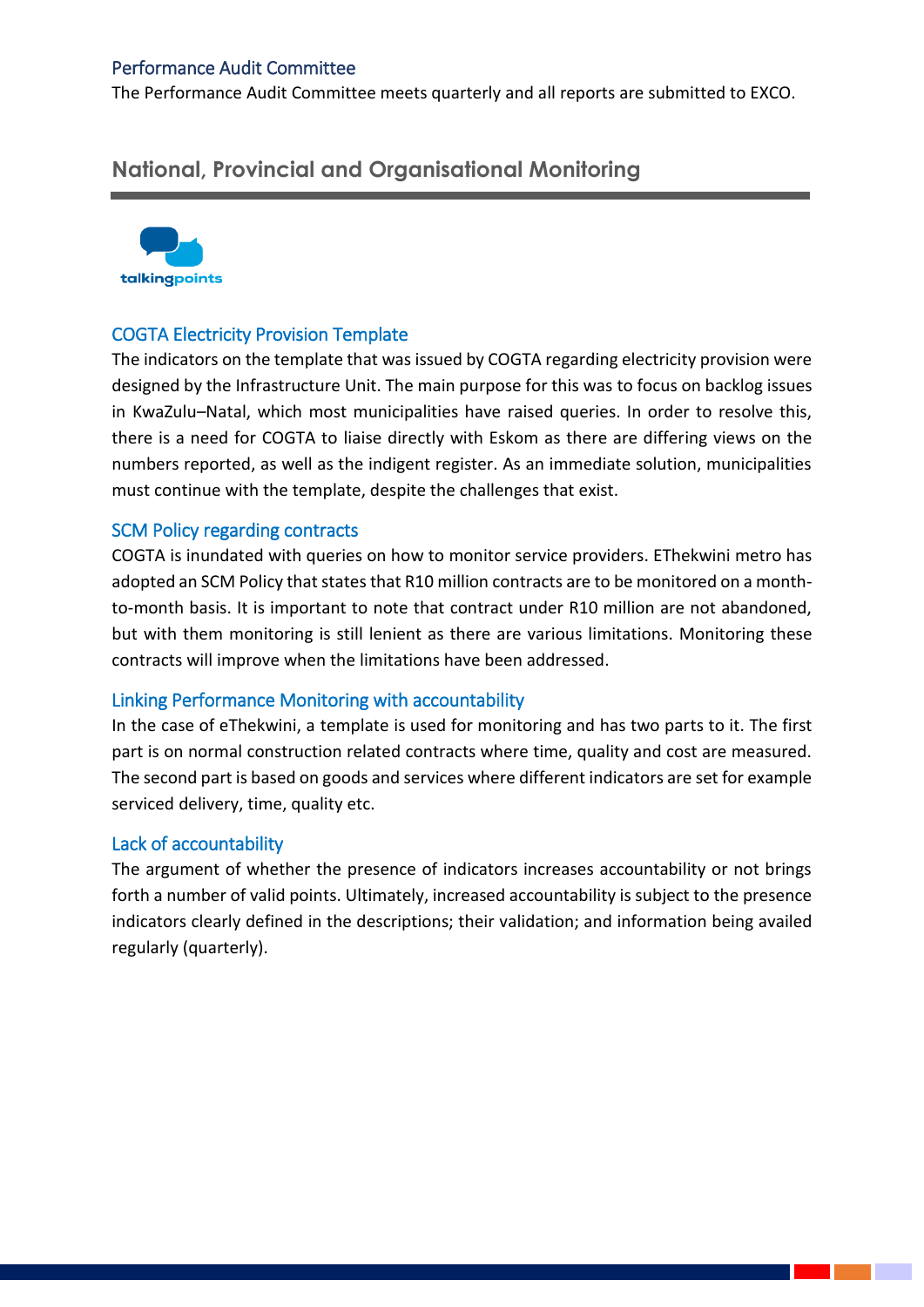### Performance Audit Committee

The Performance Audit Committee meets quarterly and all reports are submitted to EXCO.

## National, Provincial and Organisational Monitoring

talkingpoints

### COGTA Electricity Provision Template

The indicators on the template that was issued by COGTA regarding electricity provision were designed by the Infrastructure Unit. The main purpose for this was to focus on backlog issues in KwaZulu–Natal, which most municipalities have raised queries. In order to resolve this, there is a need for COGTA to liaise directly with Eskom as there are differing views on the numbers reported, as well as the indigent register. As an immediate solution, municipalities must continue with the template, despite the challenges that exist.

### SCM Policy regarding contracts

COGTA is inundated with queries on how to monitor service providers. EThekwini metro has adopted an SCM Policy that states that R10 million contracts are to be monitored on a month-to-month basis. It is important to note that contract under R10 million are not abandoned, but with them monitoring is still lenient as there are various limitations. Monitoring these contracts will improve when the limitations have been addressed.

### Linking Performance Monitoring with accountability

In the case of eThekwini, a template is used for monitoring and has two parts to it. The first part is on normal construction related contracts where time, quality and cost are measured. The second part is based on goods and services where different indicators are set for example serviced delivery, time, quality etc.

### Lack of accountability

The argument of whether the presence of indicators increases accountability or not brings forth a number of valid points. Ultimately, increased accountability is subject to the presence indicators clearly defined in the descriptions; their validation; and information being availed regularly (quarterly).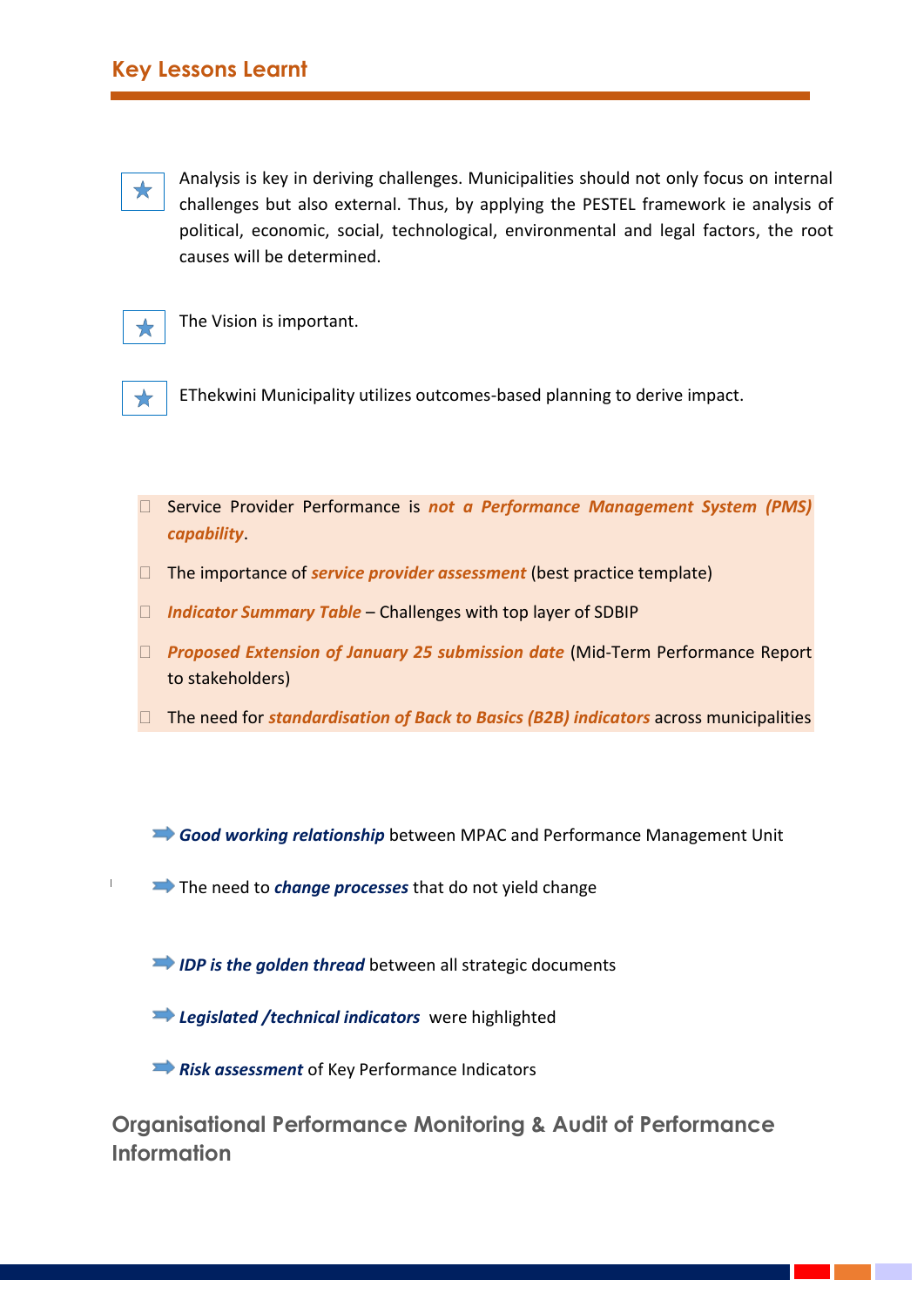## Key Lessons Learnt

- Analysis is key in deriving challenges. Municipalities should not only focus on internal challenges but also external. Thus, by applying the PESTEL framework ie analysis of political, economic, social, technological, environmental and legal factors, the root causes will be determined.
- The Vision is important.
- EThekwini Municipality utilizes outcomes-based planning to derive impact.

- Service Provider Performance is ***not a Performance Management System (PMS) capability***.
- The importance of ***service provider assessment*** (best practice template)
- ***Indicator Summary Table*** – Challenges with top layer of SDBIP
- ***Proposed Extension of January 25 submission date*** (Mid-Term Performance Report to stakeholders)
- The need for ***standardisation of Back to Basics (B2B) indicators*** across municipalities

- ***Good working relationship*** between MPAC and Performance Management Unit
- The need to ***change processes*** that do not yield change
- ***IDP is the golden thread*** between all strategic documents
- ***Legislated /technical indicators*** were highlighted
- ***Risk assessment*** of Key Performance Indicators

## Organisational Performance Monitoring & Audit of Performance Information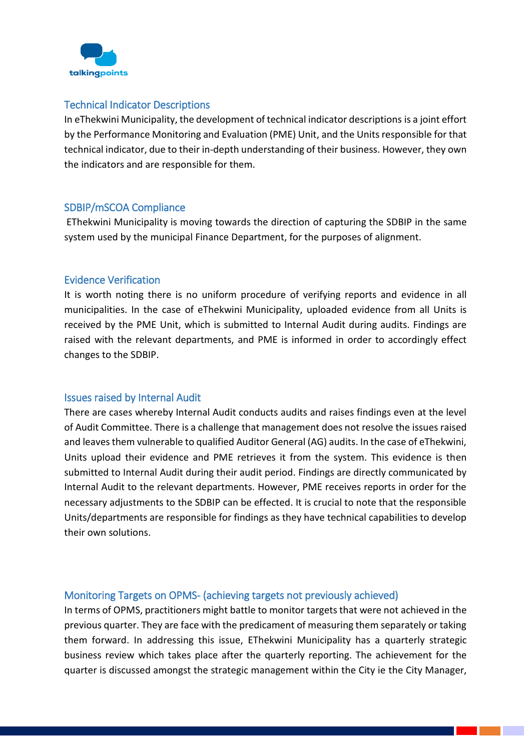## Technical Indicator Descriptions

In eThekwini Municipality, the development of technical indicator descriptions is a joint effort by the Performance Monitoring and Evaluation (PME) Unit, and the Units responsible for that technical indicator, due to their in-depth understanding of their business. However, they own the indicators and are responsible for them.

## SDBIP/mSCOA Compliance

EThekwini Municipality is moving towards the direction of capturing the SDBIP in the same system used by the municipal Finance Department, for the purposes of alignment.

## Evidence Verification

It is worth noting there is no uniform procedure of verifying reports and evidence in all municipalities. In the case of eThekwini Municipality, uploaded evidence from all Units is received by the PME Unit, which is submitted to Internal Audit during audits. Findings are raised with the relevant departments, and PME is informed in order to accordingly effect changes to the SDBIP.

## Issues raised by Internal Audit

There are cases whereby Internal Audit conducts audits and raises findings even at the level of Audit Committee. There is a challenge that management does not resolve the issues raised and leaves them vulnerable to qualified Auditor General (AG) audits. In the case of eThekwini, Units upload their evidence and PME retrieves it from the system. This evidence is then submitted to Internal Audit during their audit period. Findings are directly communicated by Internal Audit to the relevant departments. However, PME receives reports in order for the necessary adjustments to the SDBIP can be effected. It is crucial to note that the responsible Units/departments are responsible for findings as they have technical capabilities to develop their own solutions.

## Monitoring Targets on OPMS- (achieving targets not previously achieved)

In terms of OPMS, practitioners might battle to monitor targets that were not achieved in the previous quarter. They are face with the predicament of measuring them separately or taking them forward. In addressing this issue, EThekwini Municipality has a quarterly strategic business review which takes place after the quarterly reporting. The achievement for the quarter is discussed amongst the strategic management within the City ie the City Manager,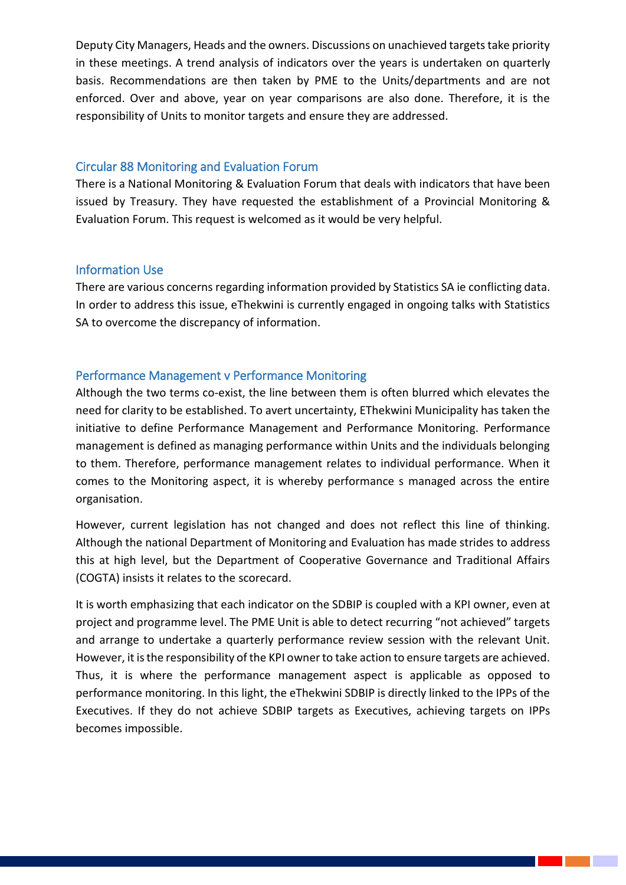Deputy City Managers, Heads and the owners. Discussions on unachieved targets take priority in these meetings. A trend analysis of indicators over the years is undertaken on quarterly basis. Recommendations are then taken by PME to the Units/departments and are not enforced. Over and above, year on year comparisons are also done. Therefore, it is the responsibility of Units to monitor targets and ensure they are addressed.

## Circular 88 Monitoring and Evaluation Forum

There is a National Monitoring & Evaluation Forum that deals with indicators that have been issued by Treasury. They have requested the establishment of a Provincial Monitoring & Evaluation Forum. This request is welcomed as it would be very helpful.

## Information Use

There are various concerns regarding information provided by Statistics SA ie conflicting data. In order to address this issue, eThekwini is currently engaged in ongoing talks with Statistics SA to overcome the discrepancy of information.

## Performance Management v Performance Monitoring

Although the two terms co-exist, the line between them is often blurred which elevates the need for clarity to be established. To avert uncertainty, EThekwini Municipality has taken the initiative to define Performance Management and Performance Monitoring. Performance management is defined as managing performance within Units and the individuals belonging to them. Therefore, performance management relates to individual performance. When it comes to the Monitoring aspect, it is whereby performance s managed across the entire organisation.

However, current legislation has not changed and does not reflect this line of thinking. Although the national Department of Monitoring and Evaluation has made strides to address this at high level, but the Department of Cooperative Governance and Traditional Affairs (COGTA) insists it relates to the scorecard.

It is worth emphasizing that each indicator on the SDBIP is coupled with a KPI owner, even at project and programme level. The PME Unit is able to detect recurring "not achieved" targets and arrange to undertake a quarterly performance review session with the relevant Unit. However, it is the responsibility of the KPI owner to take action to ensure targets are achieved. Thus, it is where the performance management aspect is applicable as opposed to performance monitoring. In this light, the eThekwini SDBIP is directly linked to the IPPs of the Executives. If they do not achieve SDBIP targets as Executives, achieving targets on IPPs becomes impossible.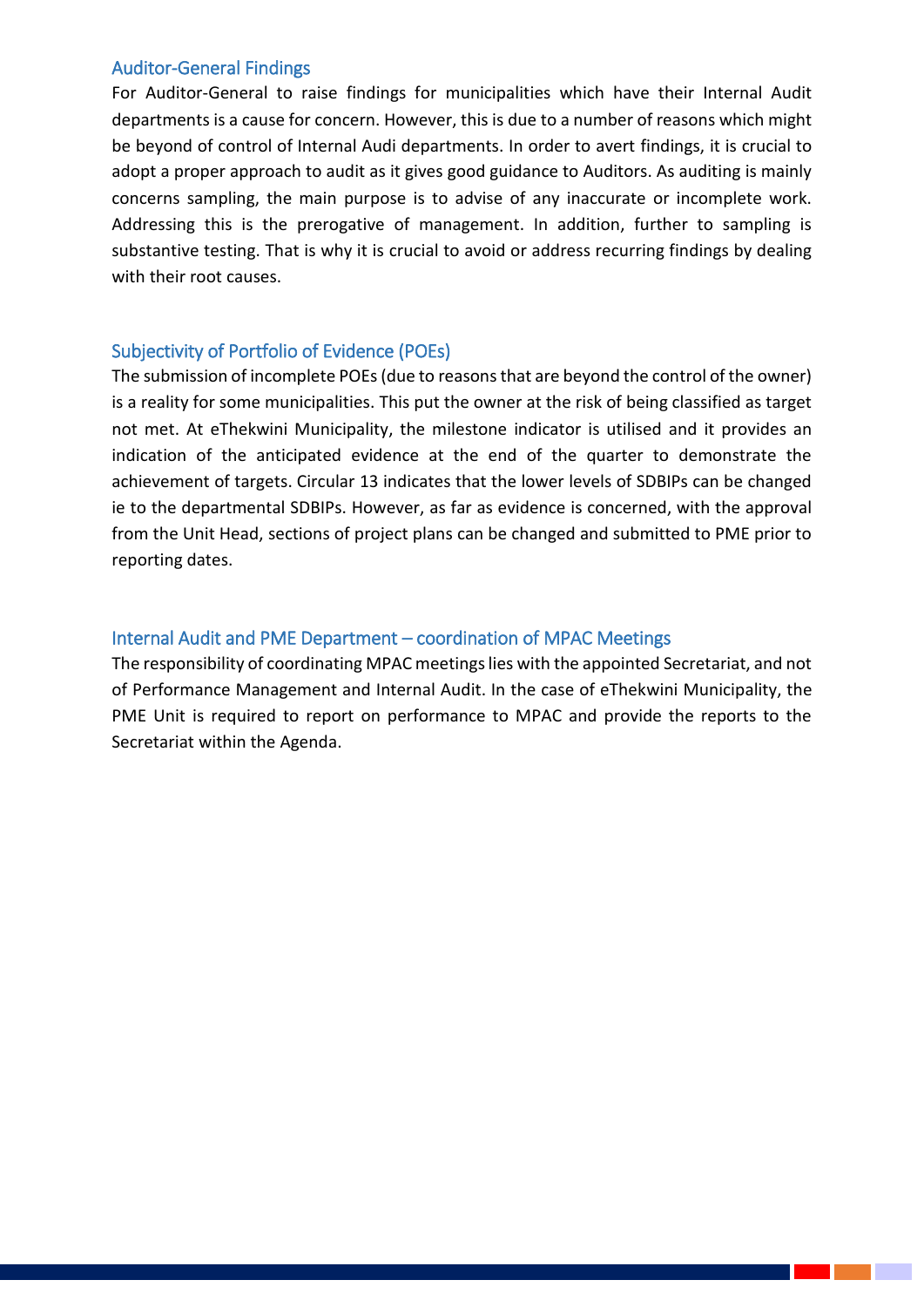## Auditor-General Findings

For Auditor-General to raise findings for municipalities which have their Internal Audit departments is a cause for concern. However, this is due to a number of reasons which might be beyond of control of Internal Audi departments. In order to avert findings, it is crucial to adopt a proper approach to audit as it gives good guidance to Auditors. As auditing is mainly concerns sampling, the main purpose is to advise of any inaccurate or incomplete work. Addressing this is the prerogative of management. In addition, further to sampling is substantive testing. That is why it is crucial to avoid or address recurring findings by dealing with their root causes.

## Subjectivity of Portfolio of Evidence (POEs)

The submission of incomplete POEs (due to reasons that are beyond the control of the owner) is a reality for some municipalities. This put the owner at the risk of being classified as target not met. At eThekwini Municipality, the milestone indicator is utilised and it provides an indication of the anticipated evidence at the end of the quarter to demonstrate the achievement of targets. Circular 13 indicates that the lower levels of SDBIPs can be changed ie to the departmental SDBIPs. However, as far as evidence is concerned, with the approval from the Unit Head, sections of project plans can be changed and submitted to PME prior to reporting dates.

## Internal Audit and PME Department – coordination of MPAC Meetings

The responsibility of coordinating MPAC meetings lies with the appointed Secretariat, and not of Performance Management and Internal Audit. In the case of eThekwini Municipality, the PME Unit is required to report on performance to MPAC and provide the reports to the Secretariat within the Agenda.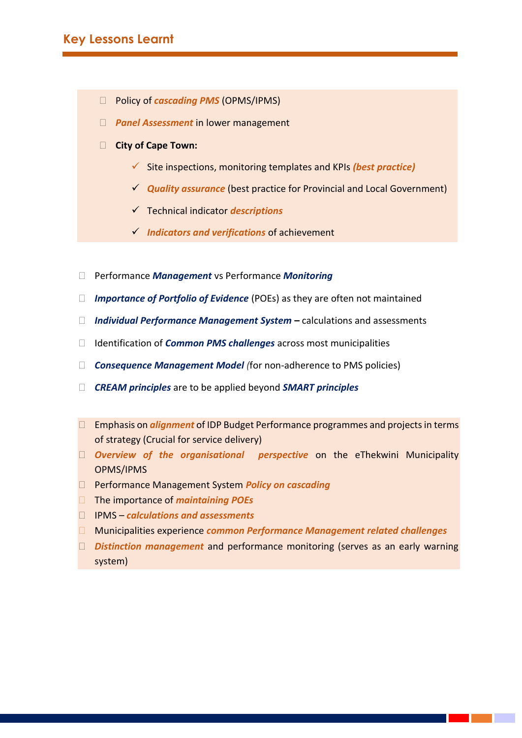## Key Lessons Learnt

- Policy of ***cascading PMS*** (OPMS/IPMS)
- ***Panel Assessment*** in lower management
- **City of Cape Town:**
  - ✓ Site inspections, monitoring templates and KPIs ***(best practice)***
  - ✓ ***Quality assurance*** (best practice for Provincial and Local Government)
  - ✓ Technical indicator ***descriptions***
  - ✓ ***Indicators and verifications*** of achievement

- Performance ***Management*** vs Performance ***Monitoring***
- ***Importance of Portfolio of Evidence*** (POEs) as they are often not maintained
- ***Individual Performance Management System*** **–** calculations and assessments
- Identification of ***Common PMS challenges*** across most municipalities
- ***Consequence Management Model*** *(*for non-adherence to PMS policies)
- ***CREAM principles*** are to be applied beyond ***SMART principles***

- Emphasis on ***alignment*** of IDP Budget Performance programmes and projects in terms of strategy (Crucial for service delivery)
- ***Overview of the organisational perspective*** on the eThekwini Municipality OPMS/IPMS
- Performance Management System ***Policy on cascading***
- The importance of ***maintaining POEs***
- IPMS – ***calculations and assessments***
- Municipalities experience ***common Performance Management related challenges***
- ***Distinction management*** and performance monitoring (serves as an early warning system)